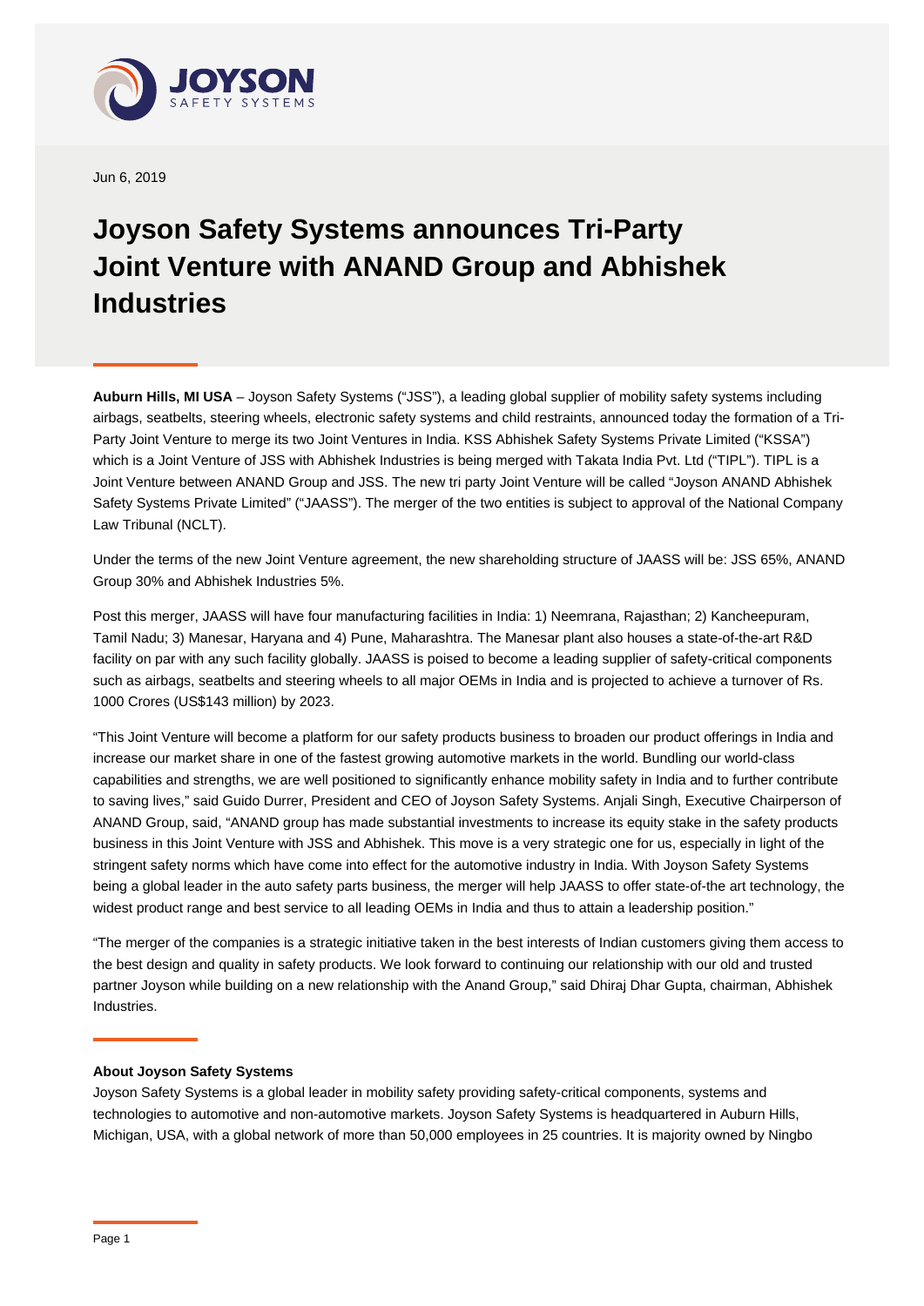Jun 6, 2019

# Joyson Safety Systems announces Tri-Party Joint Venture with ANAND Group and Abhishek Industries

**Auburn Hills, MI USA** – Joyson Safety Systems ("JSS"), a leading global supplier of mobility safety systems including airbags, seatbelts, steering wheels, electronic safety systems and child restraints, announced today the formation of a Tri-Party Joint Venture to merge its two Joint Ventures in India. KSS Abhishek Safety Systems Private Limited ("KSSA") which is a Joint Venture of JSS with Abhishek Industries is being merged with Takata India Pvt. Ltd ("TIPL"). TIPL is a Joint Venture between ANAND Group and JSS. The new tri party Joint Venture will be called "Joyson ANAND Abhishek Safety Systems Private Limited" ("JAASS"). The merger of the two entities is subject to approval of the National Company Law Tribunal (NCLT).

Under the terms of the new Joint Venture agreement, the new shareholding structure of JAASS will be: JSS 65%, ANAND Group 30% and Abhishek Industries 5%.

Post this merger, JAASS will have four manufacturing facilities in India: 1) Neemrana, Rajasthan; 2) Kancheepuram, Tamil Nadu; 3) Manesar, Haryana and 4) Pune, Maharashtra. The Manesar plant also houses a state-of-the-art R&D facility on par with any such facility globally. JAASS is poised to become a leading supplier of safety-critical components such as airbags, seatbelts and steering wheels to all major OEMs in India and is projected to achieve a turnover of Rs. 1000 Crores (US$143 million) by 2023.

"This Joint Venture will become a platform for our safety products business to broaden our product offerings in India and increase our market share in one of the fastest growing automotive markets in the world. Bundling our world-class capabilities and strengths, we are well positioned to significantly enhance mobility safety in India and to further contribute to saving lives," said Guido Durrer, President and CEO of Joyson Safety Systems. Anjali Singh, Executive Chairperson of ANAND Group, said, "ANAND group has made substantial investments to increase its equity stake in the safety products business in this Joint Venture with JSS and Abhishek. This move is a very strategic one for us, especially in light of the stringent safety norms which have come into effect for the automotive industry in India. With Joyson Safety Systems being a global leader in the auto safety parts business, the merger will help JAASS to offer state-of-the art technology, the widest product range and best service to all leading OEMs in India and thus to attain a leadership position."

"The merger of the companies is a strategic initiative taken in the best interests of Indian customers giving them access to the best design and quality in safety products. We look forward to continuing our relationship with our old and trusted partner Joyson while building on a new relationship with the Anand Group," said Dhiraj Dhar Gupta, chairman, Abhishek Industries.

**About Joyson Safety Systems**

Joyson Safety Systems is a global leader in mobility safety providing safety-critical components, systems and technologies to automotive and non-automotive markets. Joyson Safety Systems is headquartered in Auburn Hills, Michigan, USA, with a global network of more than 50,000 employees in 25 countries. It is majority owned by Ningbo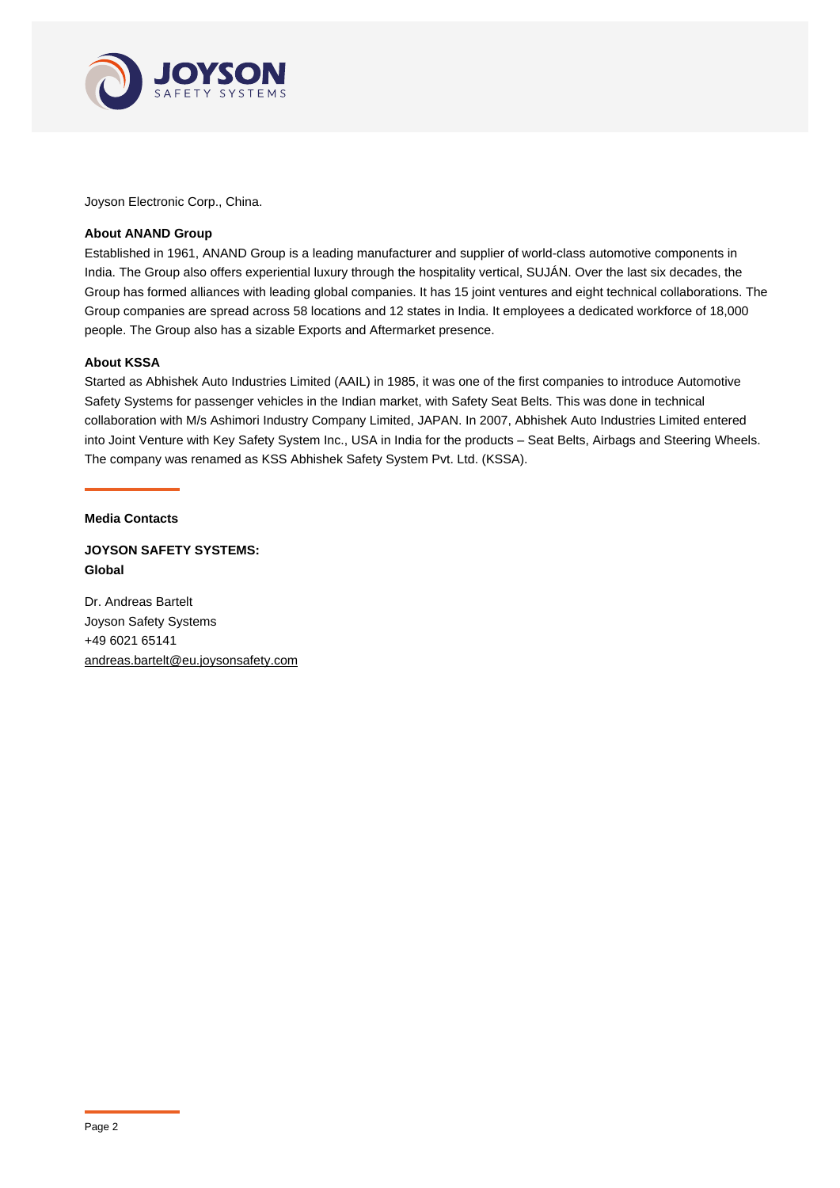Joyson Electronic Corp., China.

**About ANAND Group**

Established in 1961, ANAND Group is a leading manufacturer and supplier of world-class automotive components in India. The Group also offers experiential luxury through the hospitality vertical, SUJÁN. Over the last six decades, the Group has formed alliances with leading global companies. It has 15 joint ventures and eight technical collaborations. The Group companies are spread across 58 locations and 12 states in India. It employees a dedicated workforce of 18,000 people. The Group also has a sizable Exports and Aftermarket presence.

**About KSSA**

Started as Abhishek Auto Industries Limited (AAIL) in 1985, it was one of the first companies to introduce Automotive Safety Systems for passenger vehicles in the Indian market, with Safety Seat Belts. This was done in technical collaboration with M/s Ashimori Industry Company Limited, JAPAN. In 2007, Abhishek Auto Industries Limited entered into Joint Venture with Key Safety System Inc., USA in India for the products – Seat Belts, Airbags and Steering Wheels. The company was renamed as KSS Abhishek Safety System Pvt. Ltd. (KSSA).

**Media Contacts**

**JOYSON SAFETY SYSTEMS:**
**Global**

Dr. Andreas Bartelt
Joyson Safety Systems
+49 6021 65141
andreas.bartelt@eu.joysonsafety.com